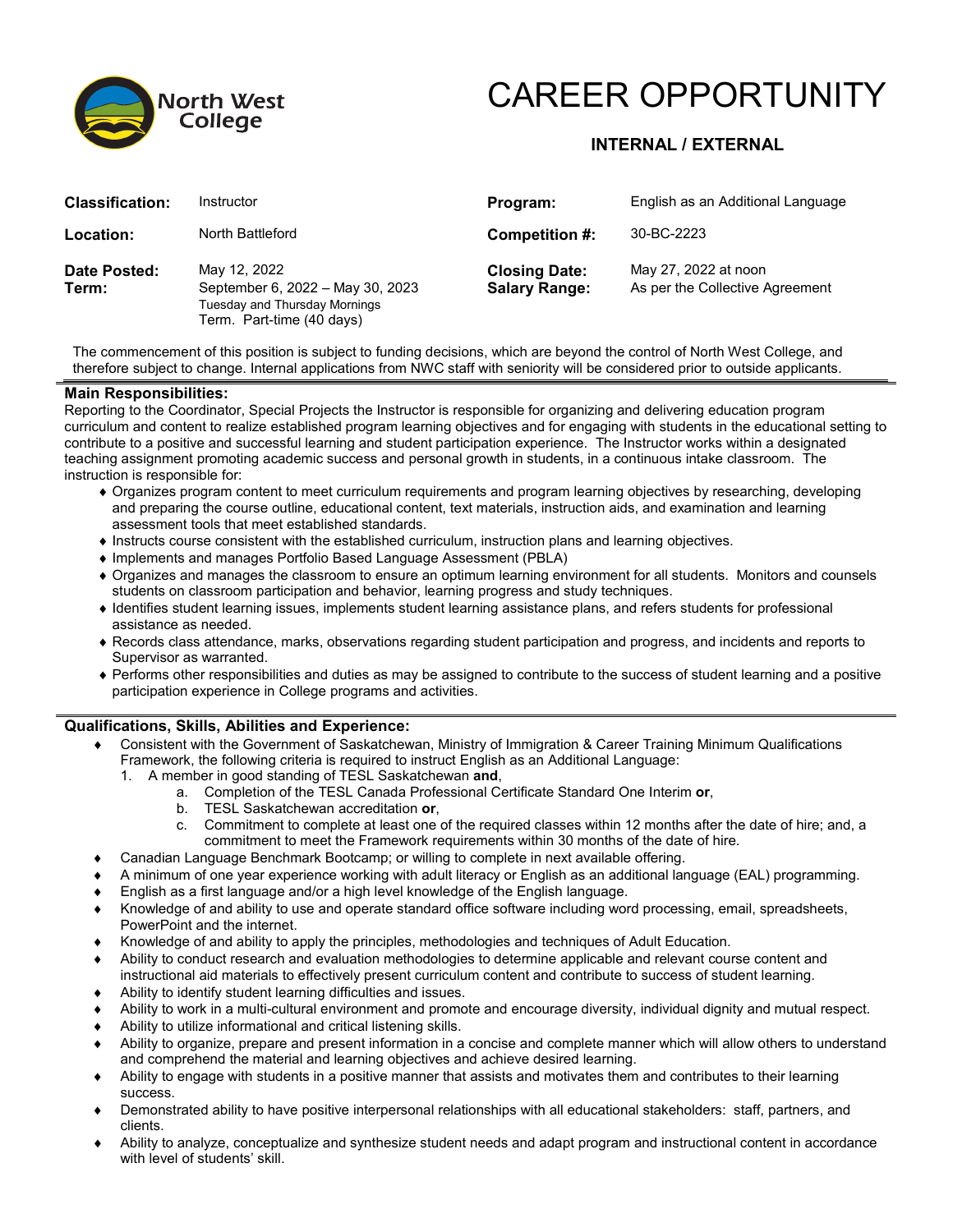North West College

# CAREER OPPORTUNITY

### INTERNAL / EXTERNAL

| | | | |
|---|---|---|---|
| **Classification:** | Instructor | **Program:** | English as an Additional Language |
| **Location:** | North Battleford | **Competition #:** | 30-BC-2223 |
| **Date Posted:** | May 12, 2022 | **Closing Date:** | May 27, 2022 at noon |
| **Term:** | September 6, 2022 – May 30, 2023<br>Tuesday and Thursday Mornings<br>Term. Part-time (40 days) | **Salary Range:** | As per the Collective Agreement |

The commencement of this position is subject to funding decisions, which are beyond the control of North West College, and therefore subject to change. Internal applications from NWC staff with seniority will be considered prior to outside applicants.

## Main Responsibilities:

Reporting to the Coordinator, Special Projects the Instructor is responsible for organizing and delivering education program curriculum and content to realize established program learning objectives and for engaging with students in the educational setting to contribute to a positive and successful learning and student participation experience. The Instructor works within a designated teaching assignment promoting academic success and personal growth in students, in a continuous intake classroom. The instruction is responsible for:

- Organizes program content to meet curriculum requirements and program learning objectives by researching, developing and preparing the course outline, educational content, text materials, instruction aids, and examination and learning assessment tools that meet established standards.
- Instructs course consistent with the established curriculum, instruction plans and learning objectives.
- Implements and manages Portfolio Based Language Assessment (PBLA)
- Organizes and manages the classroom to ensure an optimum learning environment for all students. Monitors and counsels students on classroom participation and behavior, learning progress and study techniques.
- Identifies student learning issues, implements student learning assistance plans, and refers students for professional assistance as needed.
- Records class attendance, marks, observations regarding student participation and progress, and incidents and reports to Supervisor as warranted.
- Performs other responsibilities and duties as may be assigned to contribute to the success of student learning and a positive participation experience in College programs and activities.

## Qualifications, Skills, Abilities and Experience:

- Consistent with the Government of Saskatchewan, Ministry of Immigration & Career Training Minimum Qualifications Framework, the following criteria is required to instruct English as an Additional Language:
  1. A member in good standing of TESL Saskatchewan **and**,
     a. Completion of the TESL Canada Professional Certificate Standard One Interim **or**,
     b. TESL Saskatchewan accreditation **or**,
     c. Commitment to complete at least one of the required classes within 12 months after the date of hire; and, a commitment to meet the Framework requirements within 30 months of the date of hire.
- Canadian Language Benchmark Bootcamp; or willing to complete in next available offering.
- A minimum of one year experience working with adult literacy or English as an additional language (EAL) programming.
- English as a first language and/or a high level knowledge of the English language.
- Knowledge of and ability to use and operate standard office software including word processing, email, spreadsheets, PowerPoint and the internet.
- Knowledge of and ability to apply the principles, methodologies and techniques of Adult Education.
- Ability to conduct research and evaluation methodologies to determine applicable and relevant course content and instructional aid materials to effectively present curriculum content and contribute to success of student learning.
- Ability to identify student learning difficulties and issues.
- Ability to work in a multi-cultural environment and promote and encourage diversity, individual dignity and mutual respect.
- Ability to utilize informational and critical listening skills.
- Ability to organize, prepare and present information in a concise and complete manner which will allow others to understand and comprehend the material and learning objectives and achieve desired learning.
- Ability to engage with students in a positive manner that assists and motivates them and contributes to their learning success.
- Demonstrated ability to have positive interpersonal relationships with all educational stakeholders: staff, partners, and clients.
- Ability to analyze, conceptualize and synthesize student needs and adapt program and instructional content in accordance with level of students' skill.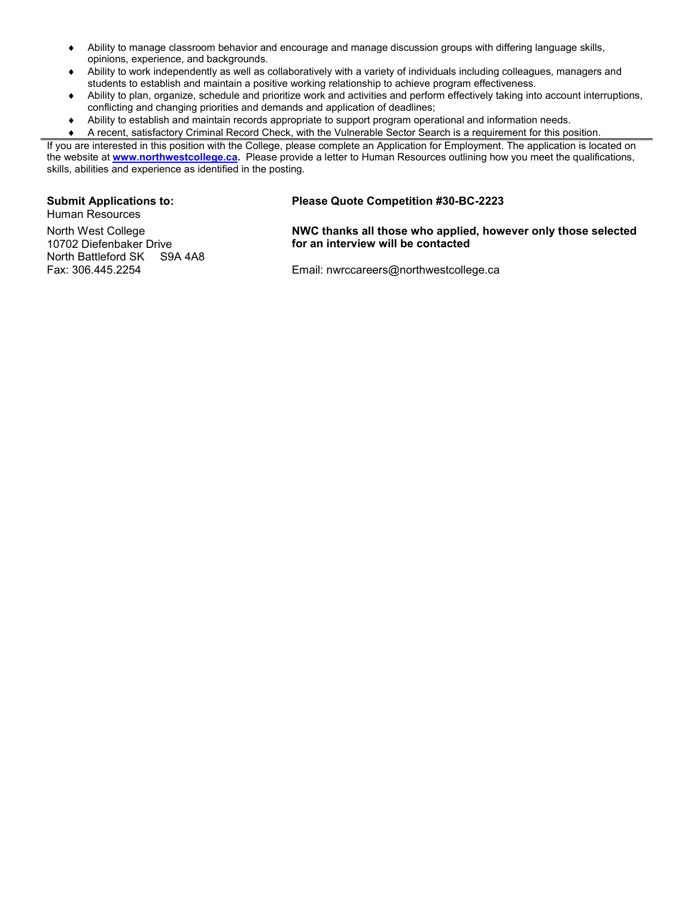- Ability to manage classroom behavior and encourage and manage discussion groups with differing language skills, opinions, experience, and backgrounds.
- Ability to work independently as well as collaboratively with a variety of individuals including colleagues, managers and students to establish and maintain a positive working relationship to achieve program effectiveness.
- Ability to plan, organize, schedule and prioritize work and activities and perform effectively taking into account interruptions, conflicting and changing priorities and demands and application of deadlines;
- Ability to establish and maintain records appropriate to support program operational and information needs.
- A recent, satisfactory Criminal Record Check, with the Vulnerable Sector Search is a requirement for this position.

If you are interested in this position with the College, please complete an Application for Employment. The application is located on the website at **[www.northwestcollege.ca](http://www.northwestcollege.ca).** Please provide a letter to Human Resources outlining how you meet the qualifications, skills, abilities and experience as identified in the posting.

**Submit Applications to:**
Human Resources

North West College
10702 Diefenbaker Drive
North Battleford SK S9A 4A8
Fax: 306.445.2254

**Please Quote Competition #30-BC-2223**

**NWC thanks all those who applied, however only those selected for an interview will be contacted**

Email: nwrccareers@northwestcollege.ca